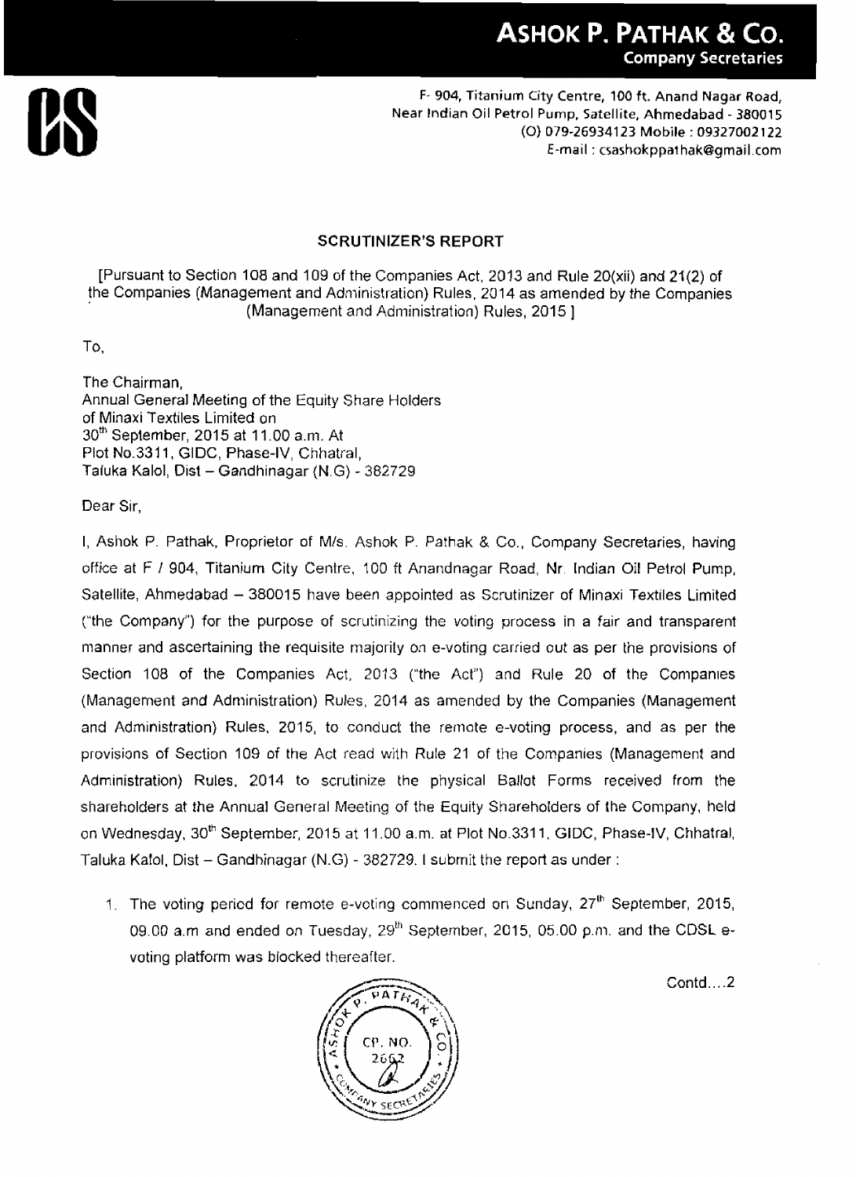# ASHOK P. PATHAK & CO.
**Company Secretaries**

F- 904, Titanium City Centre, 100 ft. Anand Nagar Road,
Near Indian Oil Petrol Pump, Satellite, Ahmedabad - 380015
(O) 079-26934123 Mobile : 09327002122
E-mail : csashokppathak@gmail.com

## SCRUTINIZER'S REPORT

[Pursuant to Section 108 and 109 of the Companies Act, 2013 and Rule 20(xii) and 21(2) of the Companies (Management and Administration) Rules, 2014 as amended by the Companies (Management and Administration) Rules, 2015 ]

To,

The Chairman,
Annual General Meeting of the Equity Share Holders
of Minaxi Textiles Limited on
30th September, 2015 at 11.00 a.m. At
Plot No.3311, GIDC, Phase-IV, Chhatral,
Taluka Kalol, Dist – Gandhinagar (N.G) - 382729

Dear Sir,

I, Ashok P. Pathak, Proprietor of M/s. Ashok P. Pathak & Co., Company Secretaries, having office at F / 904, Titanium City Centre, 100 ft Anandnagar Road, Nr. Indian Oil Petrol Pump, Satellite, Ahmedabad – 380015 have been appointed as Scrutinizer of Minaxi Textiles Limited ("the Company") for the purpose of scrutinizing the voting process in a fair and transparent manner and ascertaining the requisite majority on e-voting carried out as per the provisions of Section 108 of the Companies Act, 2013 ("the Act") and Rule 20 of the Companies (Management and Administration) Rules, 2014 as amended by the Companies (Management and Administration) Rules, 2015, to conduct the remote e-voting process, and as per the provisions of Section 109 of the Act read with Rule 21 of the Companies (Management and Administration) Rules, 2014 to scrutinize the physical Ballot Forms received from the shareholders at the Annual General Meeting of the Equity Shareholders of the Company, held on Wednesday, 30th September, 2015 at 11.00 a.m. at Plot No.3311, GIDC, Phase-IV, Chhatral, Taluka Kalol, Dist – Gandhinagar (N.G) - 382729. I submit the report as under :

1. The voting period for remote e-voting commenced on Sunday, 27th September, 2015, 09.00 a.m and ended on Tuesday, 29th September, 2015, 05.00 p.m. and the CDSL e-voting platform was blocked thereafter.

Contd....2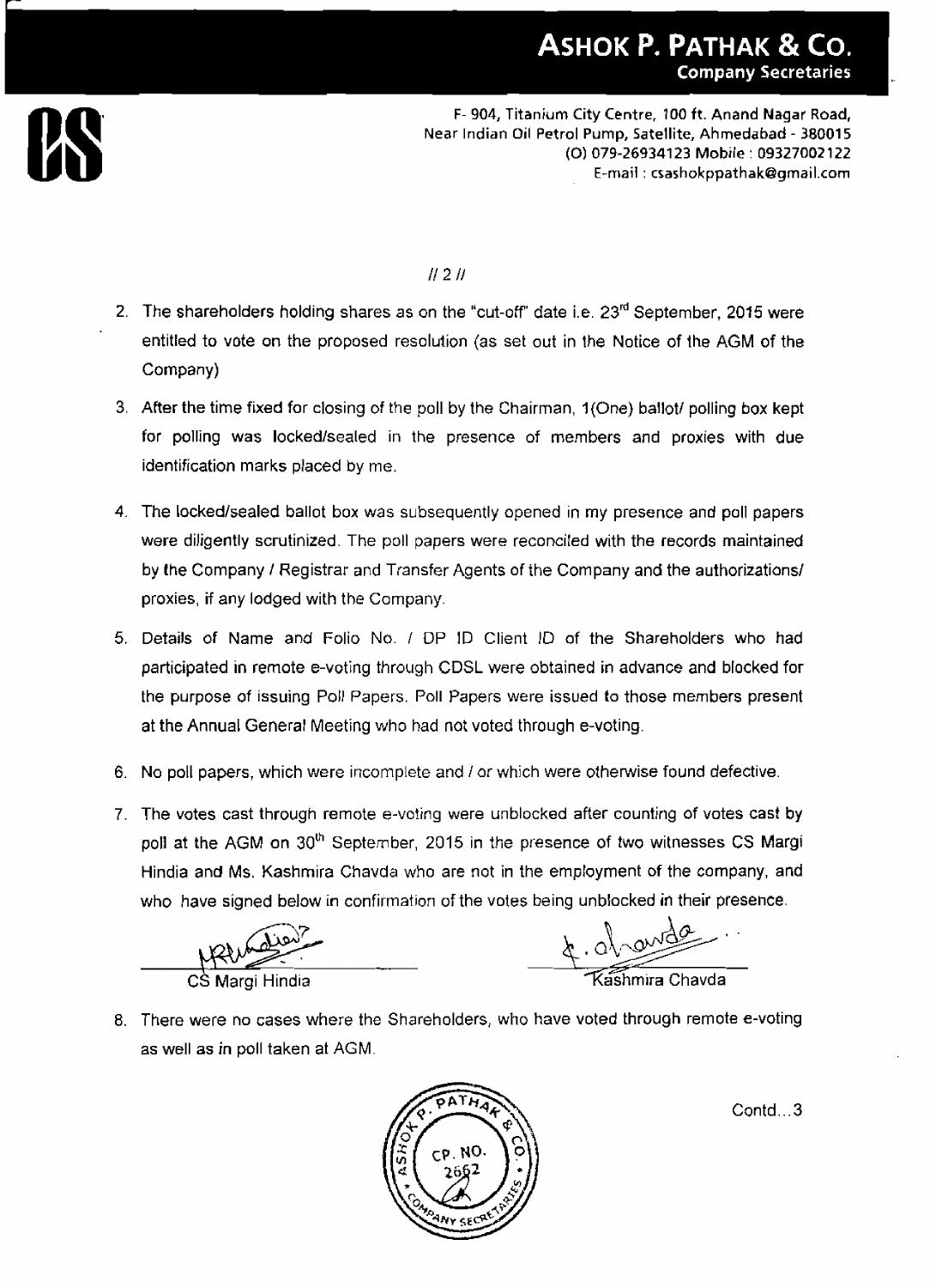# ASHOK P. PATHAK & CO.

**Company Secretaries**

F- 904, Titanium City Centre, 100 ft. Anand Nagar Road,
Near Indian Oil Petrol Pump, Satellite, Ahmedabad - 380015
(O) 079-26934123 Mobile : 09327002122
E-mail : csashokppathak@gmail.com

// 2 //

2. The shareholders holding shares as on the "cut-off" date i.e. 23rd September, 2015 were entitled to vote on the proposed resolution (as set out in the Notice of the AGM of the Company)

3. After the time fixed for closing of the poll by the Chairman, 1(One) ballot/ polling box kept for polling was locked/sealed in the presence of members and proxies with due identification marks placed by me.

4. The locked/sealed ballot box was subsequently opened in my presence and poll papers were diligently scrutinized. The poll papers were reconciled with the records maintained by the Company / Registrar and Transfer Agents of the Company and the authorizations/ proxies, if any lodged with the Company.

5. Details of Name and Folio No. / DP ID Client ID of the Shareholders who had participated in remote e-voting through CDSL were obtained in advance and blocked for the purpose of issuing Poll Papers. Poll Papers were issued to those members present at the Annual General Meeting who had not voted through e-voting.

6. No poll papers, which were incomplete and / or which were otherwise found defective.

7. The votes cast through remote e-voting were unblocked after counting of votes cast by poll at the AGM on 30th September, 2015 in the presence of two witnesses CS Margi Hindia and Ms. Kashmira Chavda who are not in the employment of the company, and who have signed below in confirmation of the votes being unblocked in their presence.

| CS Margi Hindia | Kashmira Chavda |
|---|---|

8. There were no cases where the Shareholders, who have voted through remote e-voting as well as in poll taken at AGM.

Contd...3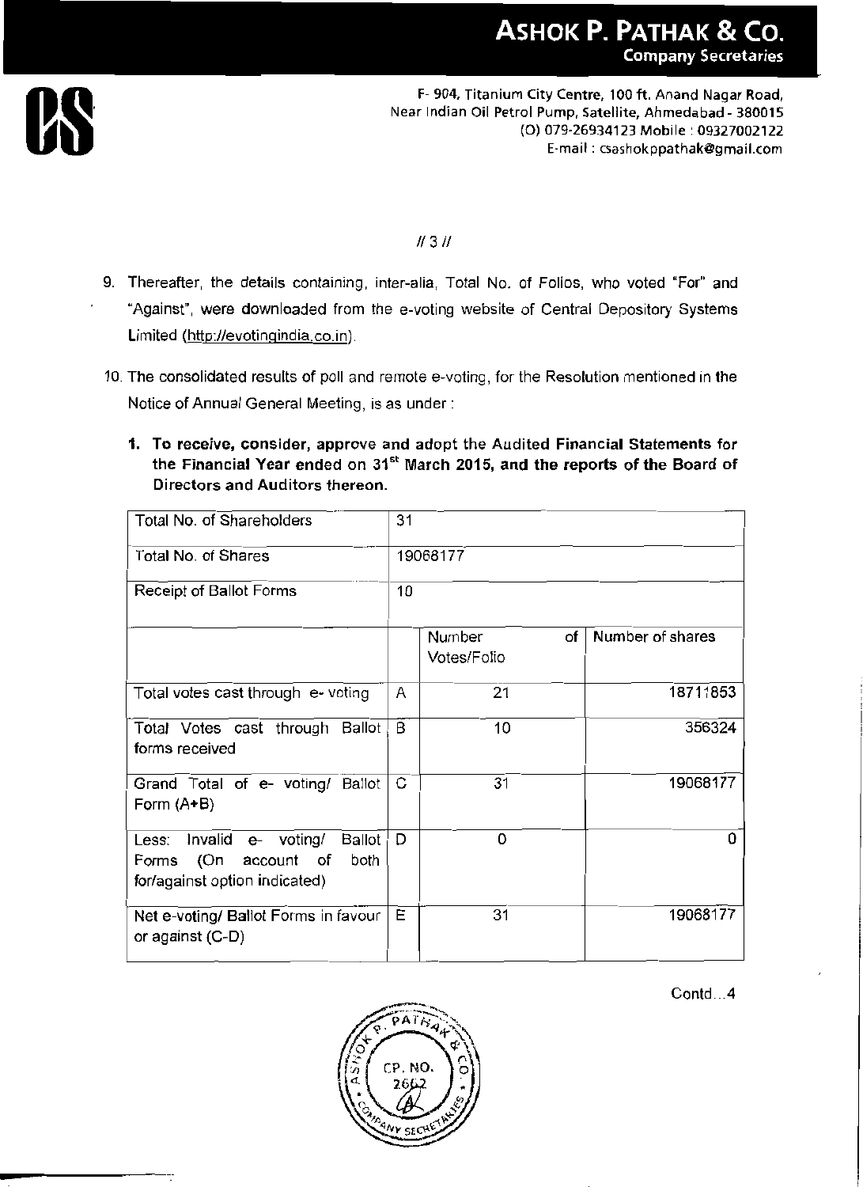9. Thereafter, the details containing, inter-alia, Total No. of Folios, who voted "For" and "Against", were downloaded from the e-voting website of Central Depository Systems Limited (http://evotingindia.co.in).

10. The consolidated results of poll and remote e-voting, for the Resolution mentioned in the Notice of Annual General Meeting, is as under :

    1. **To receive, consider, approve and adopt the Audited Financial Statements for the Financial Year ended on 31st March 2015, and the reports of the Board of Directors and Auditors thereon.**

| Total No. of Shareholders | 31 | | |
|---|---|---|---|
| Total No. of Shares | 19068177 | | |
| Receipt of Ballot Forms | 10 | | |
| | | Number of Votes/Folio | Number of shares |
| Total votes cast through e- voting | A | 21 | 18711853 |
| Total Votes cast through Ballot forms received | B | 10 | 356324 |
| Grand Total of e- voting/ Ballot Form (A+B) | C | 31 | 19068177 |
| Less: Invalid e- voting/ Ballot Forms (On account of both for/against option indicated) | D | 0 | 0 |
| Net e-voting/ Ballot Forms in favour or against (C-D) | E | 31 | 19068177 |

Contd...4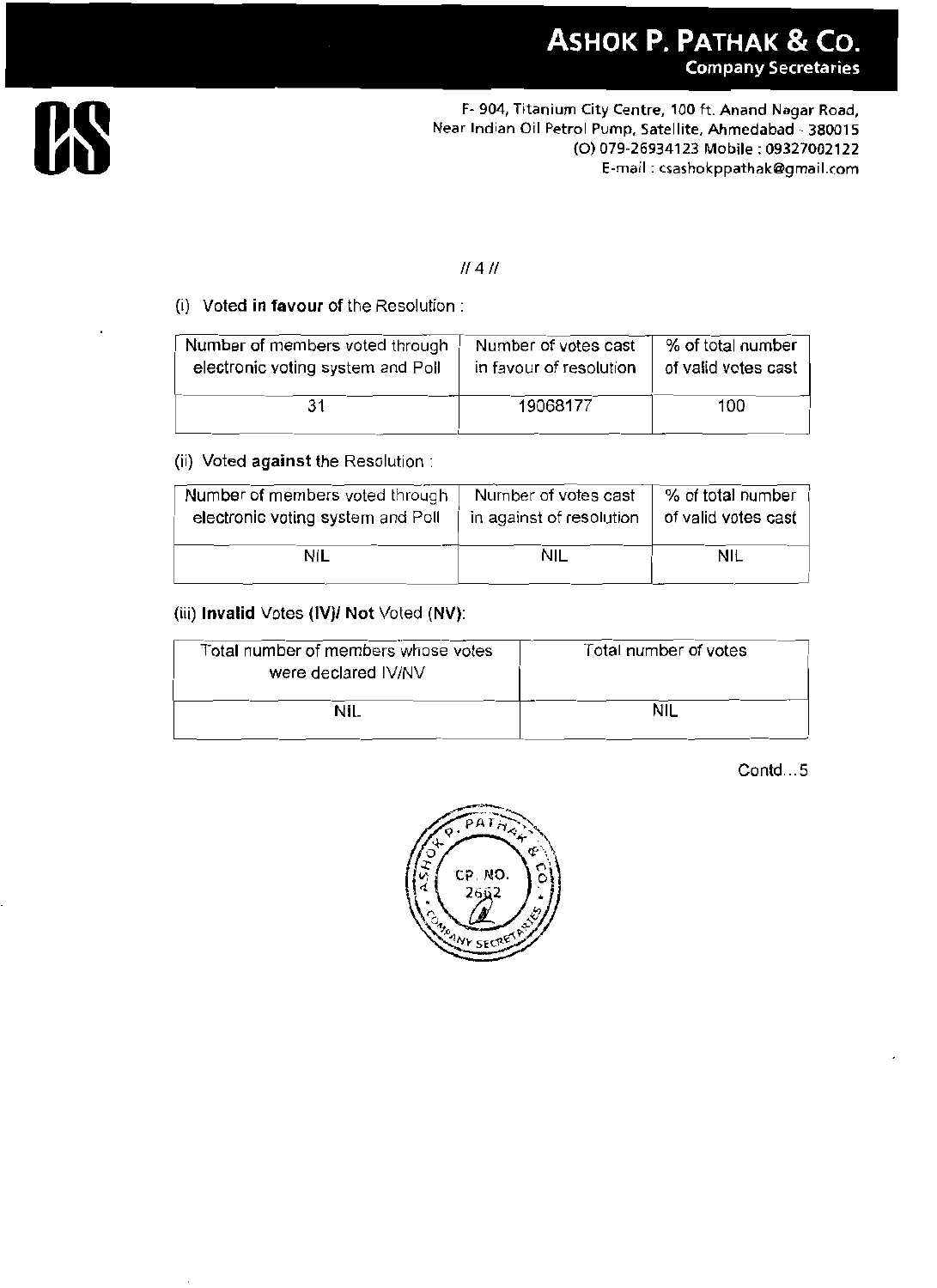// 4 //

(i) Voted **in favour** of the Resolution :

| Number of members voted through electronic voting system and Poll | Number of votes cast in favour of resolution | % of total number of valid votes cast |
|---|---|---|
| 31 | 19068177 | 100 |

(ii) Voted **against** the Resolution :

| Number of members voted through electronic voting system and Poll | Number of votes cast in against of resolution | % of total number of valid votes cast |
|---|---|---|
| NIL | NIL | NIL |

(iii) **Invalid** Votes **(IV)/ Not** Voted **(NV)**:

| Total number of members whose votes were declared IV/NV | Total number of votes |
|---|---|
| NIL | NIL |

Contd...5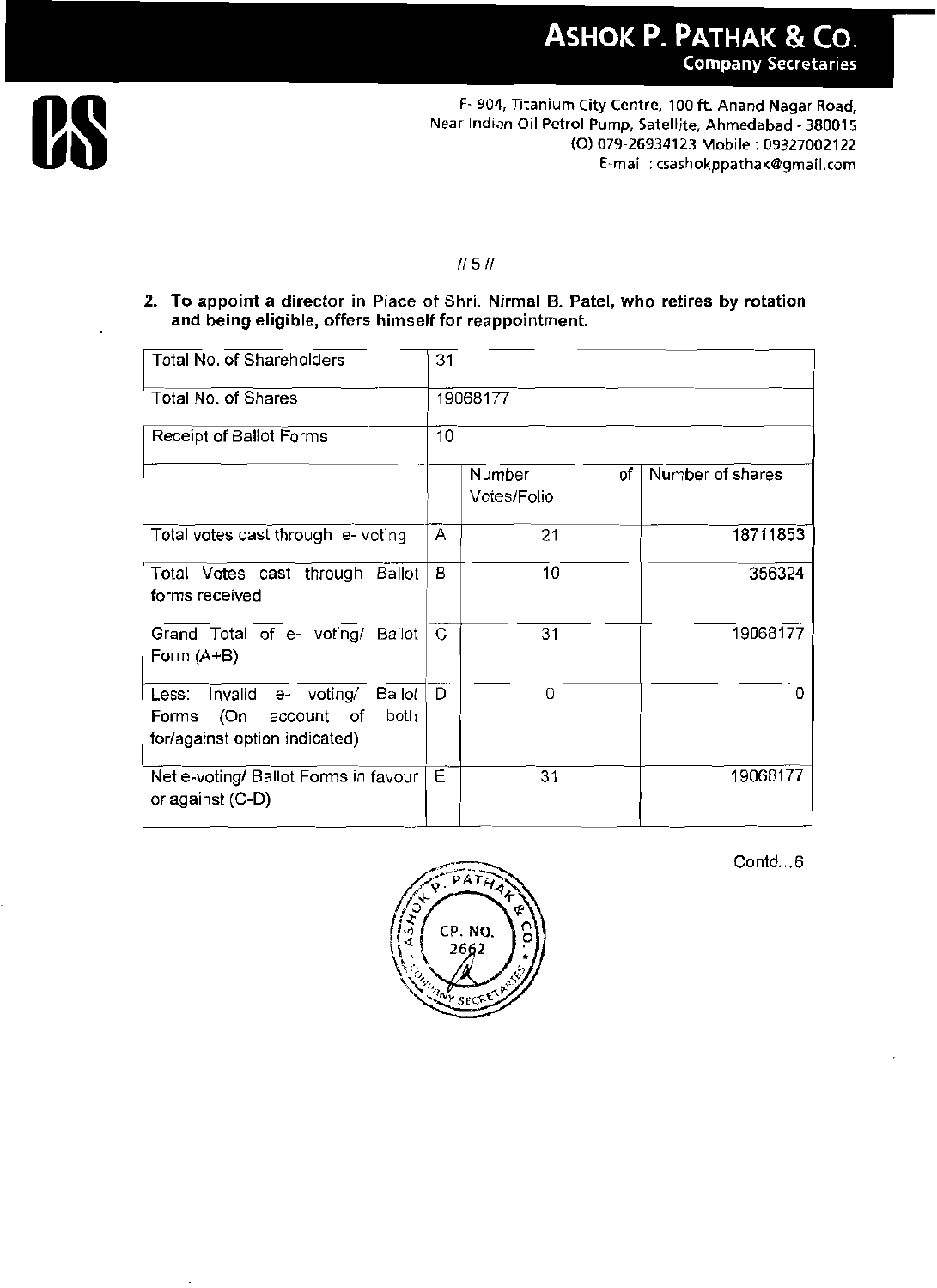# ASHOK P. PATHAK & CO.
**Company Secretaries**

F- 904, Titanium City Centre, 100 ft. Anand Nagar Road,
Near Indian Oil Petrol Pump, Satellite, Ahmedabad - 380015
(O) 079-26934123 Mobile : 09327002122
E-mail : csashokppathak@gmail.com

// 5 //

**2. To appoint a director in Place of Shri. Nirmal B. Patel, who retires by rotation and being eligible, offers himself for reappointment.**

| Total No. of Shareholders | 31 | | |
|---|---|---|---|
| Total No. of Shares | 19068177 | | |
| Receipt of Ballot Forms | 10 | | |
| | | Number of Votes/Folio | Number of shares |
| Total votes cast through e- voting | A | 21 | 18711853 |
| Total Votes cast through Ballot forms received | B | 10 | 356324 |
| Grand Total of e- voting/ Ballot Form (A+B) | C | 31 | 19068177 |
| Less: Invalid e- voting/ Ballot Forms (On account of both for/against option indicated) | D | 0 | 0 |
| Net e-voting/ Ballot Forms in favour or against (C-D) | E | 31 | 19068177 |

Contd...6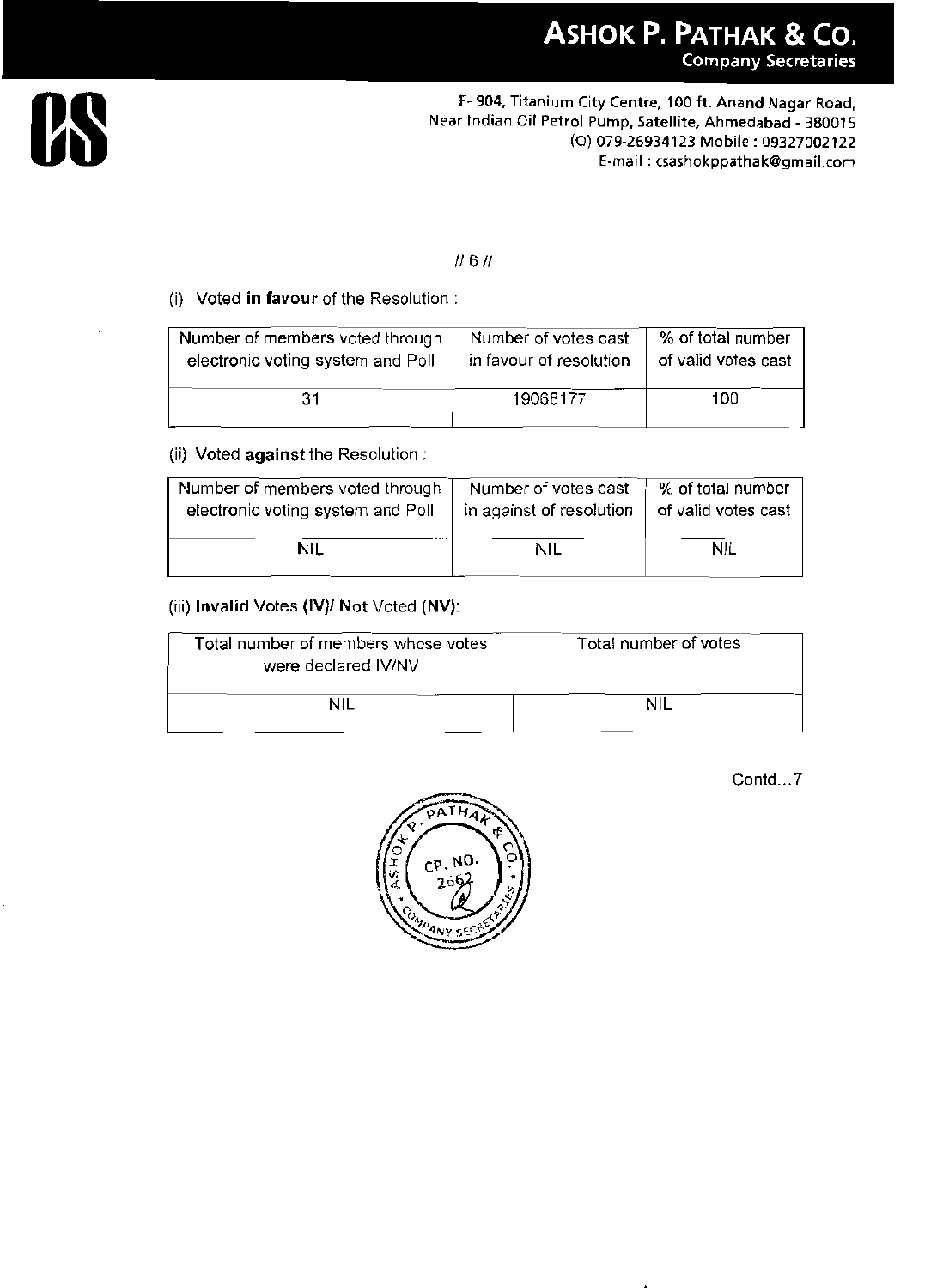(i) Voted **in favour** of the Resolution :

| Number of members voted through electronic voting system and Poll | Number of votes cast in favour of resolution | % of total number of valid votes cast |
|---|---|---|
| 31 | 19068177 | 100 |

(ii) Voted **against** the Resolution :

| Number of members voted through electronic voting system and Poll | Number of votes cast in against of resolution | % of total number of valid votes cast |
|---|---|---|
| NIL | NIL | NIL |

(iii) **Invalid** Votes **(IV)**/ **Not** Voted **(NV)**:

| Total number of members whose votes were declared IV/NV | Total number of votes |
|---|---|
| NIL | NIL |

Contd…7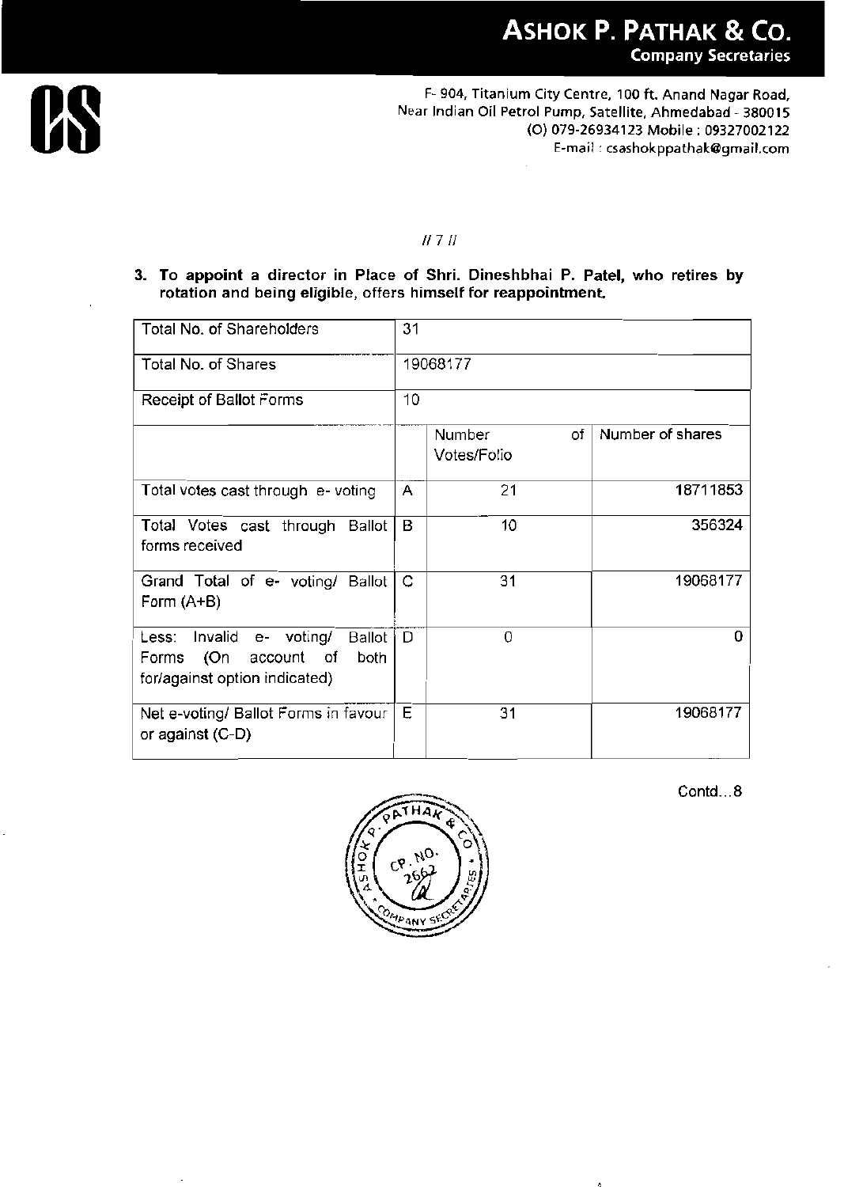3. **To appoint a director in Place of Shri. Dineshbhai P. Patel, who retires by rotation and being eligible, offers himself for reappointment.**

| Total No. of Shareholders | 31 | | |
|---|---|---|---|
| Total No. of Shares | 19068177 | | |
| Receipt of Ballot Forms | 10 | | |
| | | Number of Votes/Folio | Number of shares |
| Total votes cast through e- voting | A | 21 | 18711853 |
| Total Votes cast through Ballot forms received | B | 10 | 356324 |
| Grand Total of e- voting/ Ballot Form (A+B) | C | 31 | 19068177 |
| Less: Invalid e- voting/ Ballot Forms (On account of both for/against option indicated) | D | 0 | 0 |
| Net e-voting/ Ballot Forms in favour or against (C-D) | E | 31 | 19068177 |

Contd...8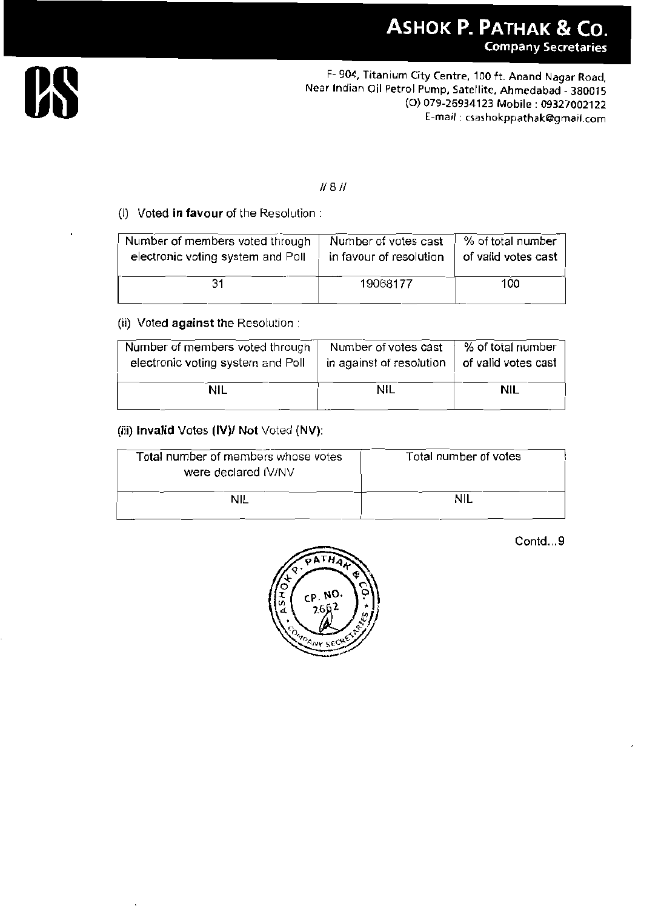(i) Voted **in favour** of the Resolution :

| Number of members voted through electronic voting system and Poll | Number of votes cast in favour of resolution | % of total number of valid votes cast |
|---|---|---|
| 31 | 19068177 | 100 |

(ii) Voted **against** the Resolution :

| Number of members voted through electronic voting system and Poll | Number of votes cast in against of resolution | % of total number of valid votes cast |
|---|---|---|
| NIL | NIL | NIL |

(iii) **Invalid** Votes **(IV)/ Not** Voted **(NV)**:

| Total number of members whose votes were declared IV/NV | Total number of votes |
|---|---|
| NIL | NIL |

Contd...9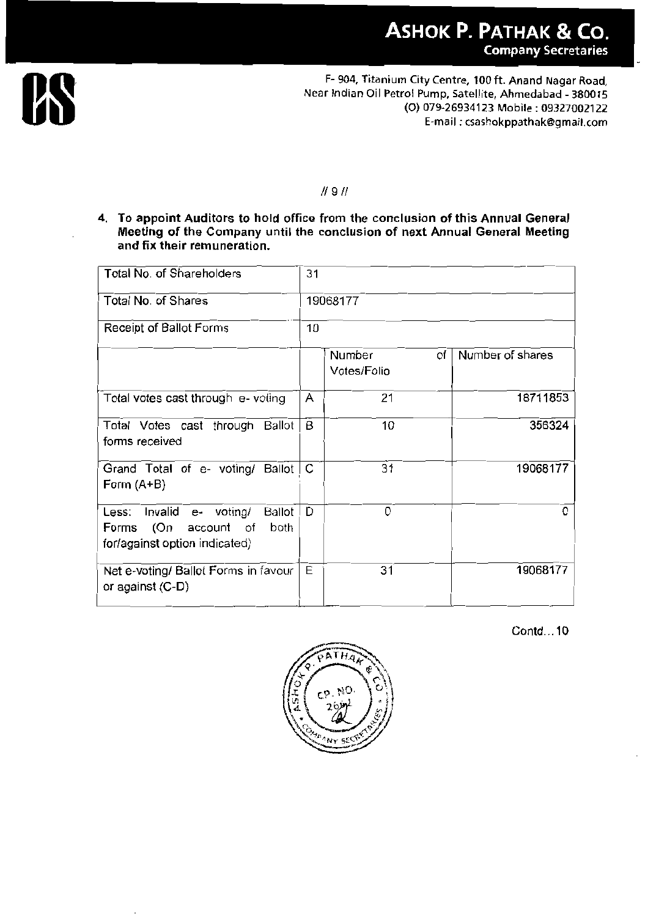**4. To appoint Auditors to hold office from the conclusion of this Annual General Meeting of the Company until the conclusion of next Annual General Meeting and fix their remuneration.**

| Total No. of Shareholders | 31 | | |
|---|---|---|---|
| Total No. of Shares | 19068177 | | |
| Receipt of Ballot Forms | 10 | | |
| | | Number of Votes/Folio | Number of shares |
| Total votes cast through e- voting | A | 21 | 18711853 |
| Total Votes cast through Ballot forms received | B | 10 | 356324 |
| Grand Total of e- voting/ Ballot Form (A+B) | C | 31 | 19068177 |
| Less: Invalid e- voting/ Ballot Forms (On account of both for/against option indicated) | D | 0 | 0 |
| Net e-voting/ Ballot Forms in favour or against (C-D) | E | 31 | 19068177 |

Contd...10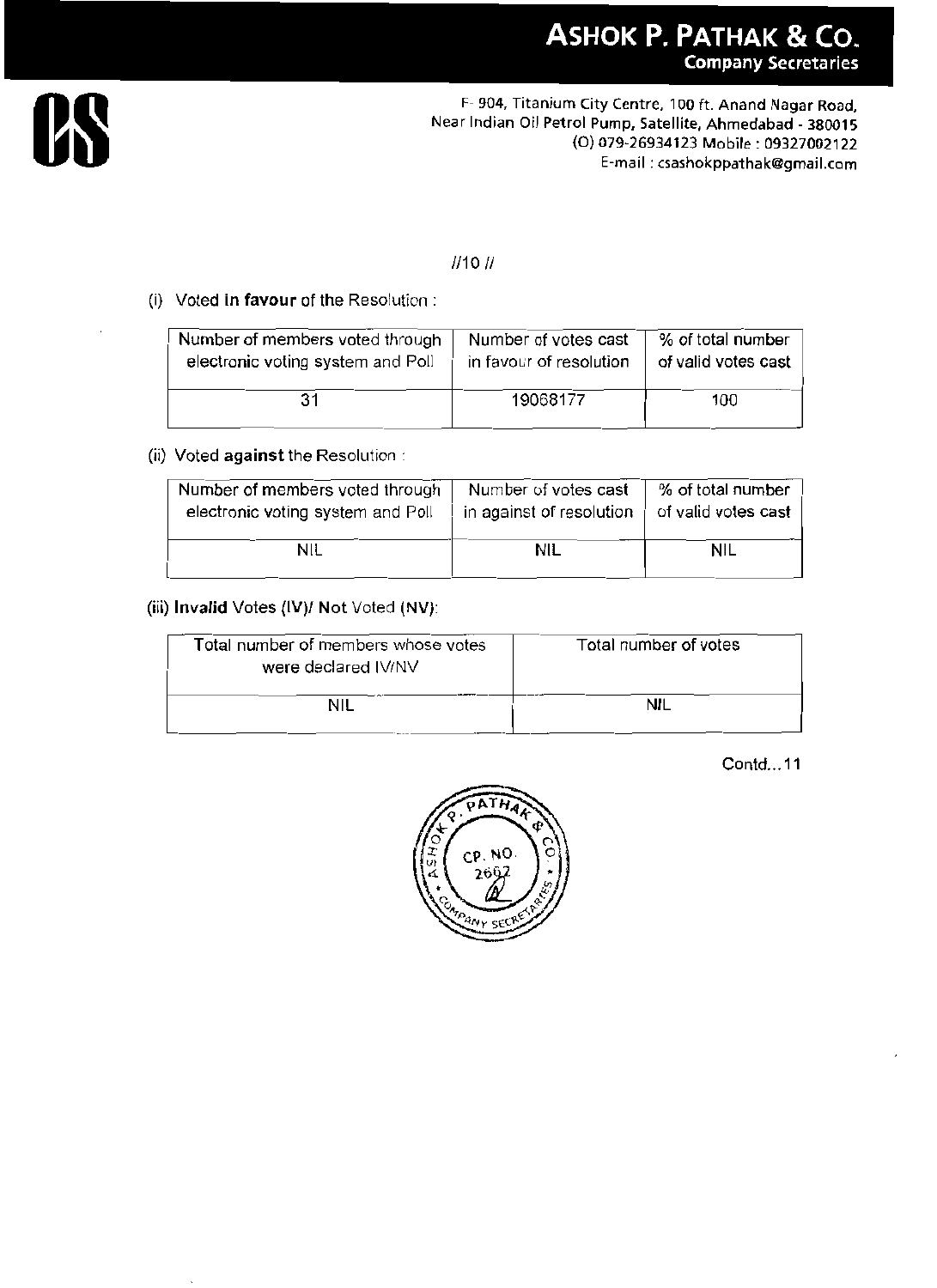//10 //

(i) Voted **In favour** of the Resolution :

| Number of members voted through electronic voting system and Poll | Number of votes cast in favour of resolution | % of total number of valid votes cast |
|---|---|---|
| 31 | 19068177 | 100 |

(ii) Voted **against** the Resolution :

| Number of members voted through electronic voting system and Poll | Number of votes cast in against of resolution | % of total number of valid votes cast |
|---|---|---|
| NIL | NIL | NIL |

(iii) **Invalid** Votes (IV)/ **Not** Voted (NV):

| Total number of members whose votes were declared IV/NV | Total number of votes |
|---|---|
| NIL | NIL |

Contd...11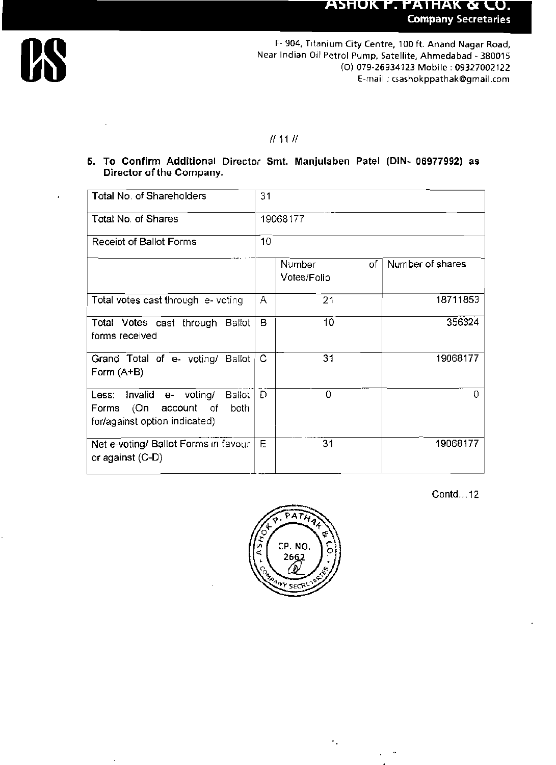**ASHOK P. PATHAK & CO.**
**Company Secretaries**

F- 904, Titanium City Centre, 100 ft. Anand Nagar Road,
Near Indian Oil Petrol Pump, Satellite, Ahmedabad - 380015
(O) 079-26934123 Mobile : 09327002122
E-mail : csashokppathak@gmail.com

**5. To Confirm Additional Director Smt. Manjulaben Patel (DIN- 06977992) as Director of the Company.**

| Total No. of Shareholders | 31 | | |
|---|---|---|---|
| Total No. of Shares | 19068177 | | |
| Receipt of Ballot Forms | 10 | | |
| | | Number of Votes/Folio | Number of shares |
| Total votes cast through e- voting | A | 21 | 18711853 |
| Total Votes cast through Ballot forms received | B | 10 | 356324 |
| Grand Total of e- voting/ Ballot Form (A+B) | C | 31 | 19068177 |
| Less: Invalid e- voting/ Ballot Forms (On account of both for/against option indicated) | D | 0 | 0 |
| Net e-voting/ Ballot Forms in favour or against (C-D) | E | 31 | 19068177 |

Contd...12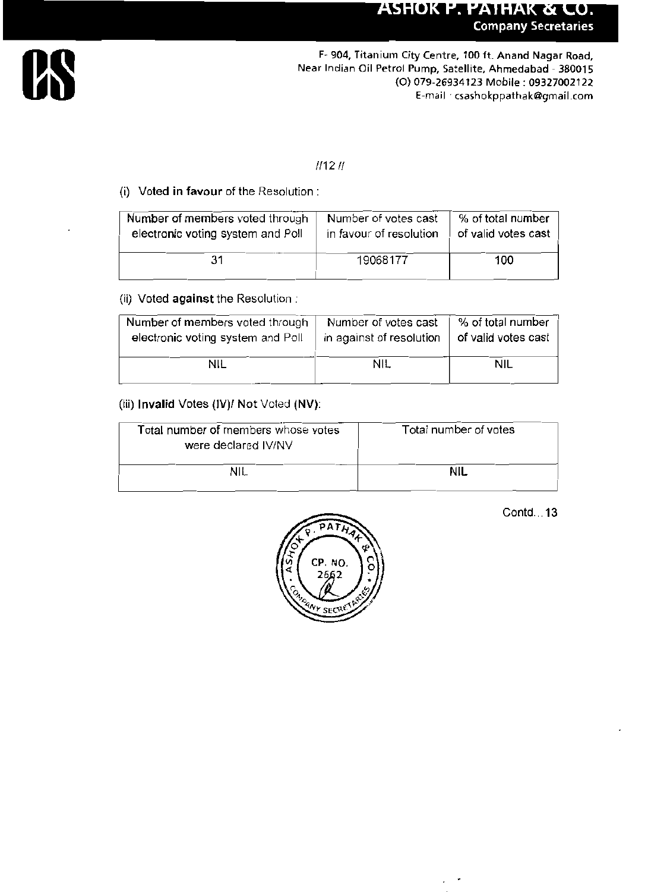(i) Voted **in favour** of the Resolution :

| Number of members voted through electronic voting system and Poll | Number of votes cast in favour of resolution | % of total number of valid votes cast |
|---|---|---|
| 31 | 19068177 | 100 |

(ii) Voted **against** the Resolution :

| Number of members voted through electronic voting system and Poll | Number of votes cast in against of resolution | % of total number of valid votes cast |
|---|---|---|
| NIL | NIL | NIL |

(iii) **Invalid** Votes **(IV)**/ **Not** Voted **(NV)**:

| Total number of members whose votes were declared IV/NV | Total number of votes |
|---|---|
| NIL | NIL |

Contd...13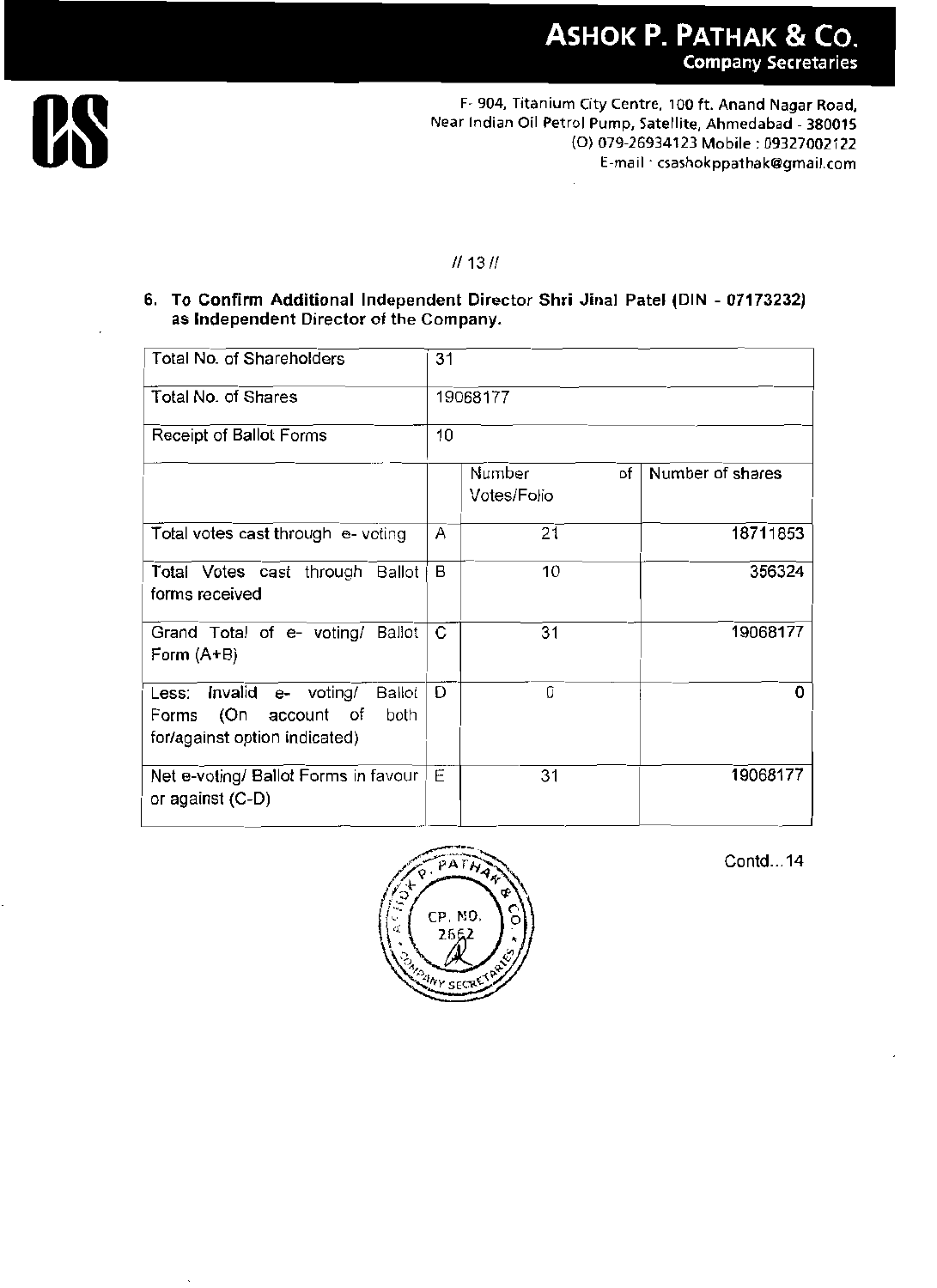# ASHOK P. PATHAK & CO.
**Company Secretaries**

F- 904, Titanium City Centre, 100 ft. Anand Nagar Road,
Near Indian Oil Petrol Pump, Satellite, Ahmedabad - 380015
(O) 079-26934123 Mobile : 09327002122
E-mail : csashokppathak@gmail.com

// 13 //

**6. To Confirm Additional Independent Director Shri Jinal Patel (DIN - 07173232) as Independent Director of the Company.**

| Total No. of Shareholders | 31 | | |
|---|---|---|---|
| Total No. of Shares | 19068177 | | |
| Receipt of Ballot Forms | 10 | | |
| | | Number of Votes/Folio | Number of shares |
| Total votes cast through e- voting | A | 21 | 18711853 |
| Total Votes cast through Ballot forms received | B | 10 | 356324 |
| Grand Total of e- voting/ Ballot Form (A+B) | C | 31 | 19068177 |
| Less: Invalid e- voting/ Ballot Forms (On account of both for/against option indicated) | D | 0 | 0 |
| Net e-voting/ Ballot Forms in favour or against (C-D) | E | 31 | 19068177 |

Contd...14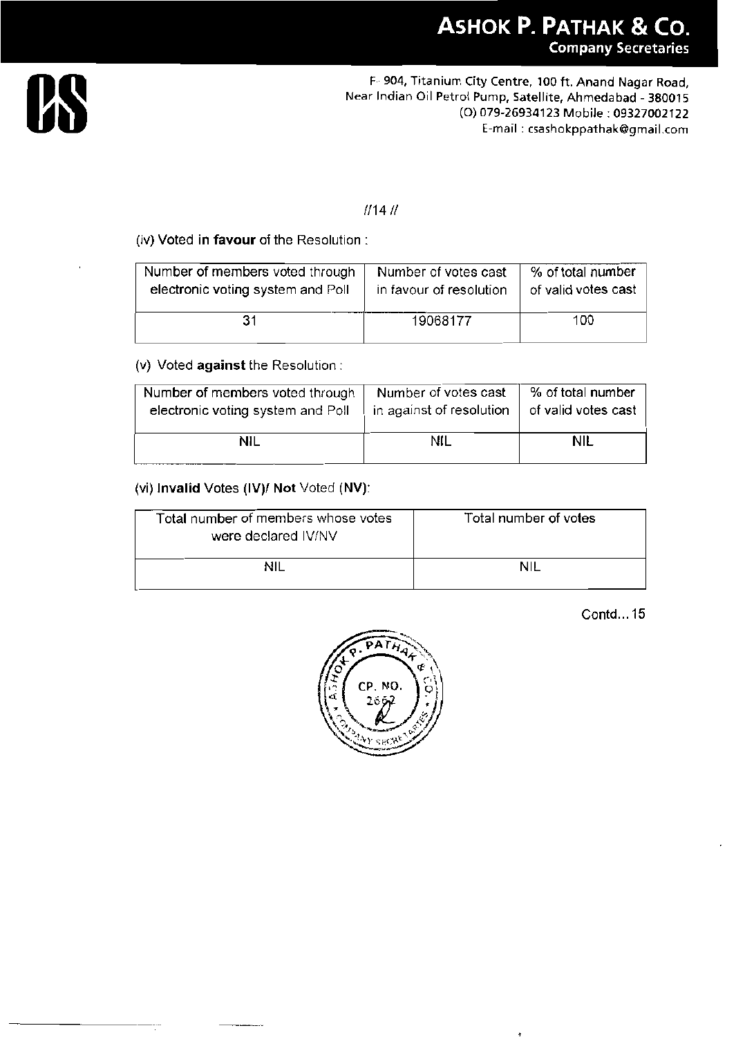(iv) Voted **in favour** of the Resolution :

| Number of members voted through electronic voting system and Poll | Number of votes cast in favour of resolution | % of total number of valid votes cast |
|---|---|---|
| 31 | 19068177 | 100 |

(v) Voted **against** the Resolution :

| Number of members voted through electronic voting system and Poll | Number of votes cast in against of resolution | % of total number of valid votes cast |
|---|---|---|
| NIL | NIL | NIL |

(vi) **Invalid** Votes (**IV**)/ **Not** Voted (**NV**):

| Total number of members whose votes were declared IV/NV | Total number of votes |
|---|---|
| NIL | NIL |

Contd...15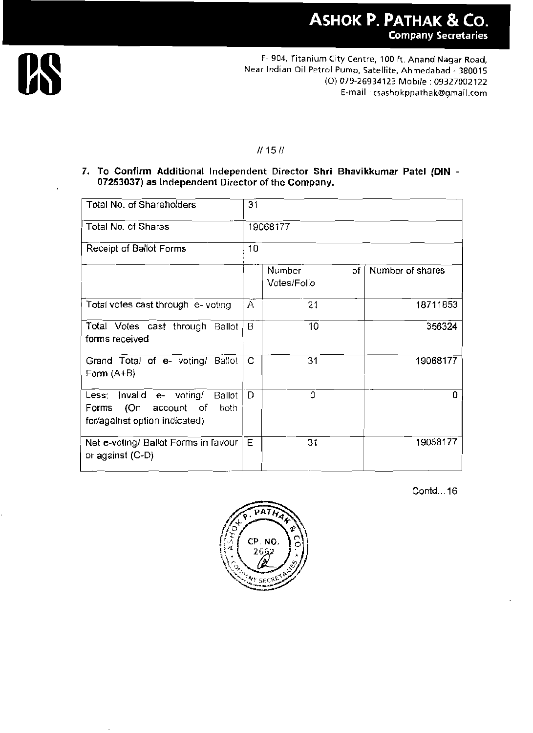7. **To Confirm Additional** Independent Director **Shri Bhavikkumar Patel (DIN - 07253037) as** Independent Director **of the Company.**

| Total No. of Shareholders | 31 | | |
|---|---|---|---|
| Total No. of Shares | 19068177 | | |
| Receipt of Ballot Forms | 10 | | |
| | | Number of Votes/Folio | Number of shares |
| Total votes cast through e- voting | A | 21 | 18711853 |
| Total Votes cast through Ballot forms received | B | 10 | 356324 |
| Grand Total of e- voting/ Ballot Form (A+B) | C | 31 | 19068177 |
| Less: Invalid e- voting/ Ballot Forms (On account of both for/against option indicated) | D | 0 | 0 |
| Net e-voting/ Ballot Forms in favour or against (C-D) | E | 31 | 19068177 |

Contd...16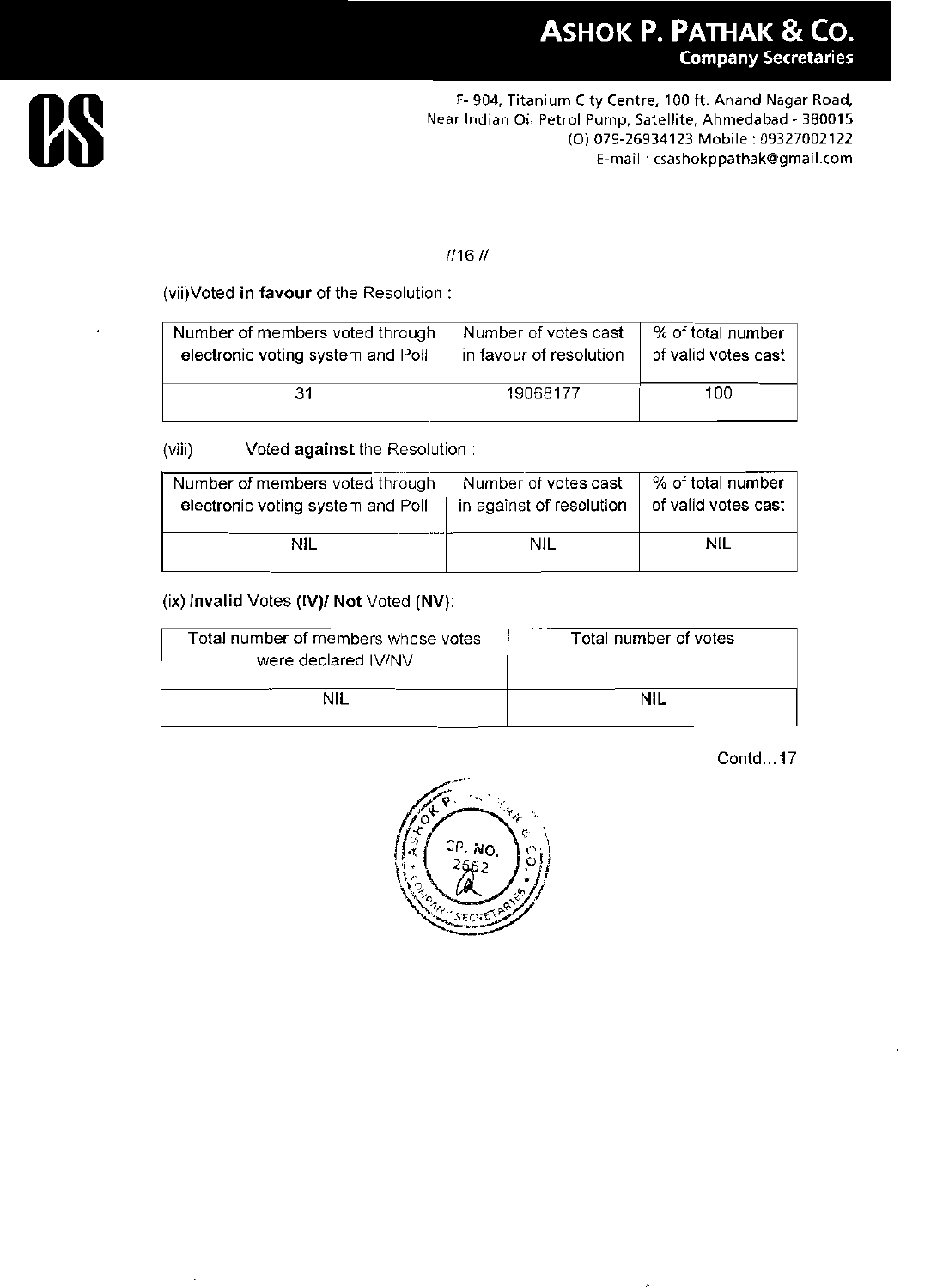(vii) Voted **in favour** of the Resolution :

| Number of members voted through electronic voting system and Poll | Number of votes cast in favour of resolution | % of total number of valid votes cast |
|---|---|---|
| 31 | 19068177 | 100 |

(viii) Voted **against** the Resolution :

| Number of members voted through electronic voting system and Poll | Number of votes cast in against of resolution | % of total number of valid votes cast |
|---|---|---|
| NIL | NIL | NIL |

(ix) **Invalid** Votes **(IV)/ Not** Voted **(NV)**:

| Total number of members whose votes were declared IV/NV | Total number of votes |
|---|---|
| NIL | NIL |

Contd...17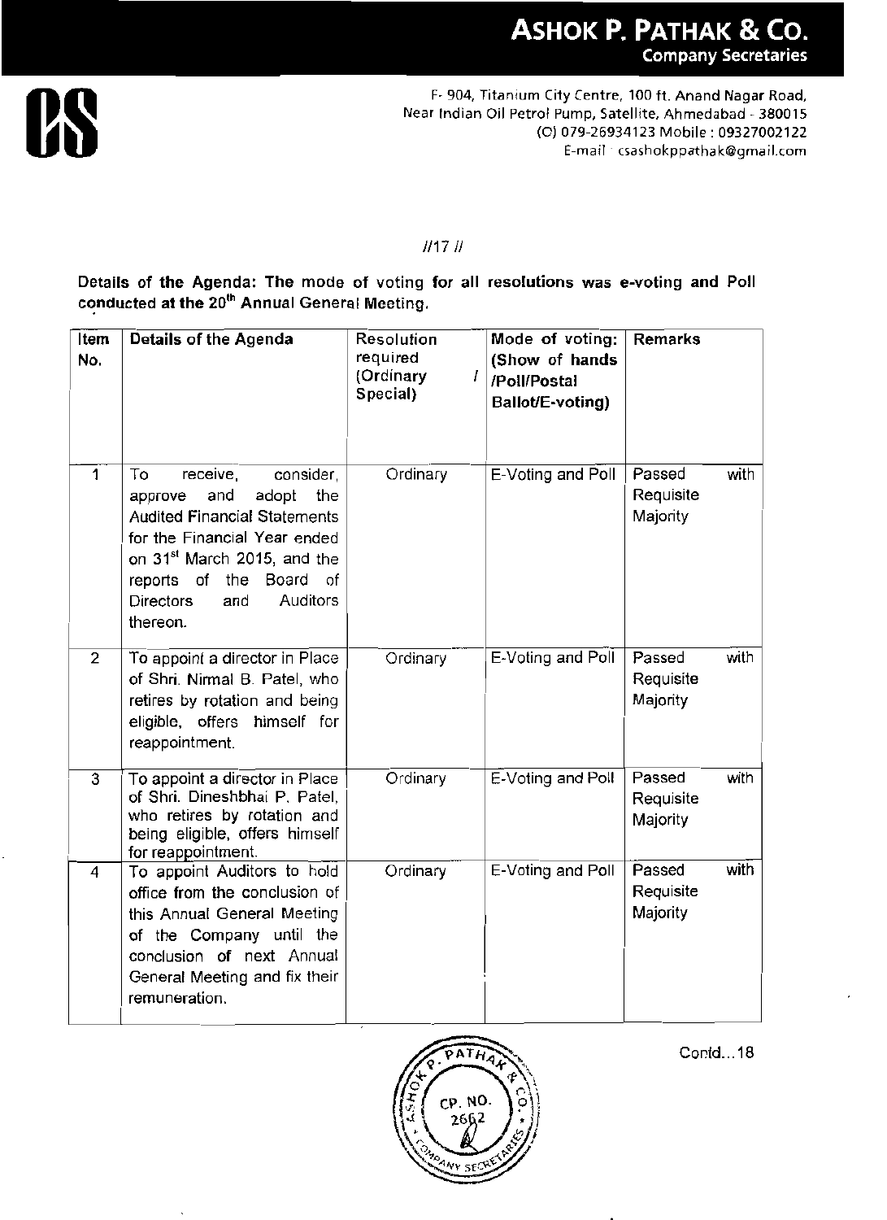**Details of the Agenda: The mode of voting for all resolutions was e-voting and Poll conducted at the 20th Annual General Meeting.**

| Item No. | Details of the Agenda | Resolution required (Ordinary / Special) | Mode of voting: (Show of hands /Poll/Postal Ballot/E-voting) | Remarks |
|---|---|---|---|---|
| 1 | To receive, consider, approve and adopt the Audited Financial Statements for the Financial Year ended on 31st March 2015, and the reports of the Board of Directors and Auditors thereon. | Ordinary | E-Voting and Poll | Passed with Requisite Majority |
| 2 | To appoint a director in Place of Shri. Nirmal B. Patel, who retires by rotation and being eligible, offers himself for reappointment. | Ordinary | E-Voting and Poll | Passed with Requisite Majority |
| 3 | To appoint a director in Place of Shri. Dineshbhai P. Patel, who retires by rotation and being eligible, offers himself for reappointment. | Ordinary | E-Voting and Poll | Passed with Requisite Majority |
| 4 | To appoint Auditors to hold office from the conclusion of this Annual General Meeting of the Company until the conclusion of next Annual General Meeting and fix their remuneration. | Ordinary | E-Voting and Poll | Passed with Requisite Majority |

Contd...18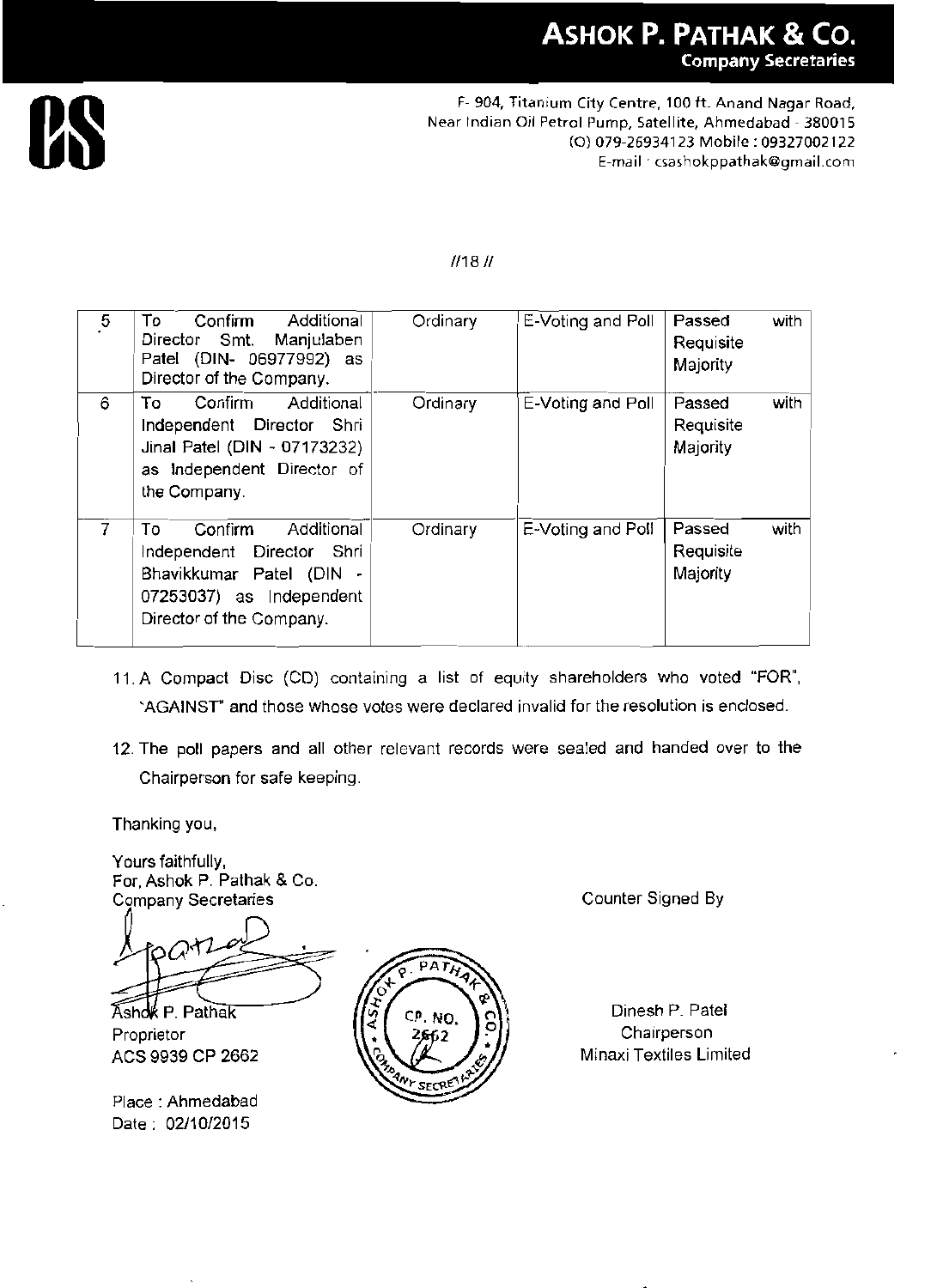# ASHOK P. PATHAK & CO.

**Company Secretaries**

F- 904, Titanium City Centre, 100 ft. Anand Nagar Road,
Near Indian Oil Petrol Pump, Satellite, Ahmedabad - 380015
(O) 079-26934123 Mobile : 09327002122
E-mail : csashokppathak@gmail.com

| | | | | |
|---|---|---|---|---|
| 5 | To Confirm Additional Director Smt. Manjulaben Patel (DIN- 06977992) as Director of the Company. | Ordinary | E-Voting and Poll | Passed with Requisite Majority |
| 6 | To Confirm Additional Independent Director Shri Jinal Patel (DIN - 07173232) as Independent Director of the Company. | Ordinary | E-Voting and Poll | Passed with Requisite Majority |
| 7 | To Confirm Additional Independent Director Shri Bhavikkumar Patel (DIN - 07253037) as Independent Director of the Company. | Ordinary | E-Voting and Poll | Passed with Requisite Majority |

11. A Compact Disc (CD) containing a list of equity shareholders who voted "FOR", "AGAINST" and those whose votes were declared invalid for the resolution is enclosed.

12. The poll papers and all other relevant records were sealed and handed over to the Chairperson for safe keeping.

Thanking you,

Yours faithfully,
For, Ashok P. Pathak & Co.
Company Secretaries

Ashok P. Pathak
Proprietor
ACS 9939 CP 2662

Place : Ahmedabad
Date : 02/10/2015

Counter Signed By

Dinesh P. Patel
Chairperson
Minaxi Textiles Limited